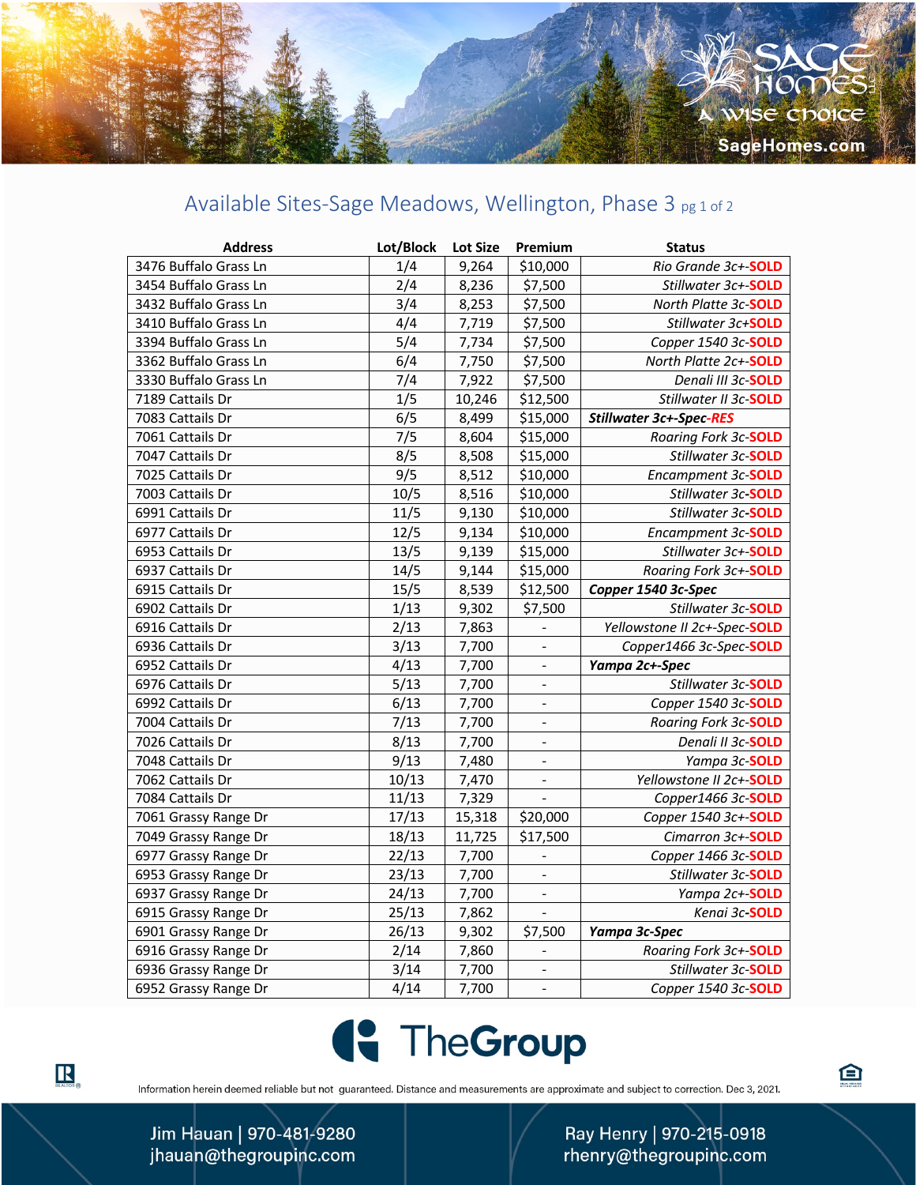SAGE HOMES
A WISE CHOICE
SageHomes.com

## Available Sites-Sage Meadows, Wellington, Phase 3 pg 1 of 2

| Address | Lot/Block | Lot Size | Premium | Status |
|---|---|---|---|---|
| 3476 Buffalo Grass Ln | 1/4 | 9,264 | $10,000 | *Rio Grande 3c+-SOLD* |
| 3454 Buffalo Grass Ln | 2/4 | 8,236 | $7,500 | *Stillwater 3c+-SOLD* |
| 3432 Buffalo Grass Ln | 3/4 | 8,253 | $7,500 | *North Platte 3c-SOLD* |
| 3410 Buffalo Grass Ln | 4/4 | 7,719 | $7,500 | *Stillwater 3c+SOLD* |
| 3394 Buffalo Grass Ln | 5/4 | 7,734 | $7,500 | *Copper 1540 3c-SOLD* |
| 3362 Buffalo Grass Ln | 6/4 | 7,750 | $7,500 | *North Platte 2c+-SOLD* |
| 3330 Buffalo Grass Ln | 7/4 | 7,922 | $7,500 | *Denali III 3c-SOLD* |
| 7189 Cattails Dr | 1/5 | 10,246 | $12,500 | *Stillwater II 3c-SOLD* |
| 7083 Cattails Dr | 6/5 | 8,499 | $15,000 | ***Stillwater 3c+-Spec-RES*** |
| 7061 Cattails Dr | 7/5 | 8,604 | $15,000 | *Roaring Fork 3c-SOLD* |
| 7047 Cattails Dr | 8/5 | 8,508 | $15,000 | *Stillwater 3c-SOLD* |
| 7025 Cattails Dr | 9/5 | 8,512 | $10,000 | *Encampment 3c-SOLD* |
| 7003 Cattails Dr | 10/5 | 8,516 | $10,000 | *Stillwater 3c-SOLD* |
| 6991 Cattails Dr | 11/5 | 9,130 | $10,000 | *Stillwater 3c-SOLD* |
| 6977 Cattails Dr | 12/5 | 9,134 | $10,000 | *Encampment 3c-SOLD* |
| 6953 Cattails Dr | 13/5 | 9,139 | $15,000 | *Stillwater 3c+-SOLD* |
| 6937 Cattails Dr | 14/5 | 9,144 | $15,000 | *Roaring Fork 3c+-SOLD* |
| 6915 Cattails Dr | 15/5 | 8,539 | $12,500 | ***Copper 1540 3c-Spec*** |
| 6902 Cattails Dr | 1/13 | 9,302 | $7,500 | *Stillwater 3c-SOLD* |
| 6916 Cattails Dr | 2/13 | 7,863 | - | *Yellowstone II 2c+-Spec-SOLD* |
| 6936 Cattails Dr | 3/13 | 7,700 | - | *Copper1466 3c-Spec-SOLD* |
| 6952 Cattails Dr | 4/13 | 7,700 | - | ***Yampa 2c+-Spec*** |
| 6976 Cattails Dr | 5/13 | 7,700 | - | *Stillwater 3c-SOLD* |
| 6992 Cattails Dr | 6/13 | 7,700 | - | *Copper 1540 3c-SOLD* |
| 7004 Cattails Dr | 7/13 | 7,700 | - | *Roaring Fork 3c-SOLD* |
| 7026 Cattails Dr | 8/13 | 7,700 | - | *Denali II 3c-SOLD* |
| 7048 Cattails Dr | 9/13 | 7,480 | - | *Yampa 3c-SOLD* |
| 7062 Cattails Dr | 10/13 | 7,470 | - | *Yellowstone II 2c+-SOLD* |
| 7084 Cattails Dr | 11/13 | 7,329 | - | *Copper1466 3c-SOLD* |
| 7061 Grassy Range Dr | 17/13 | 15,318 | $20,000 | *Copper 1540 3c+-SOLD* |
| 7049 Grassy Range Dr | 18/13 | 11,725 | $17,500 | *Cimarron 3c+-SOLD* |
| 6977 Grassy Range Dr | 22/13 | 7,700 | - | *Copper 1466 3c-SOLD* |
| 6953 Grassy Range Dr | 23/13 | 7,700 | - | *Stillwater 3c-SOLD* |
| 6937 Grassy Range Dr | 24/13 | 7,700 | - | *Yampa 2c+-SOLD* |
| 6915 Grassy Range Dr | 25/13 | 7,862 | - | *Kenai 3c-SOLD* |
| 6901 Grassy Range Dr | 26/13 | 9,302 | $7,500 | ***Yampa 3c-Spec*** |
| 6916 Grassy Range Dr | 2/14 | 7,860 | - | *Roaring Fork 3c+-SOLD* |
| 6936 Grassy Range Dr | 3/14 | 7,700 | - | *Stillwater 3c-SOLD* |
| 6952 Grassy Range Dr | 4/14 | 7,700 | - | *Copper 1540 3c-SOLD* |

TheGroup

Information herein deemed reliable but not guaranteed. Distance and measurements are approximate and subject to correction. Dec 3, 2021.

Jim Hauan | 970-481-9280
jhauan@thegroupinc.com

Ray Henry | 970-215-0918
rhenry@thegroupinc.com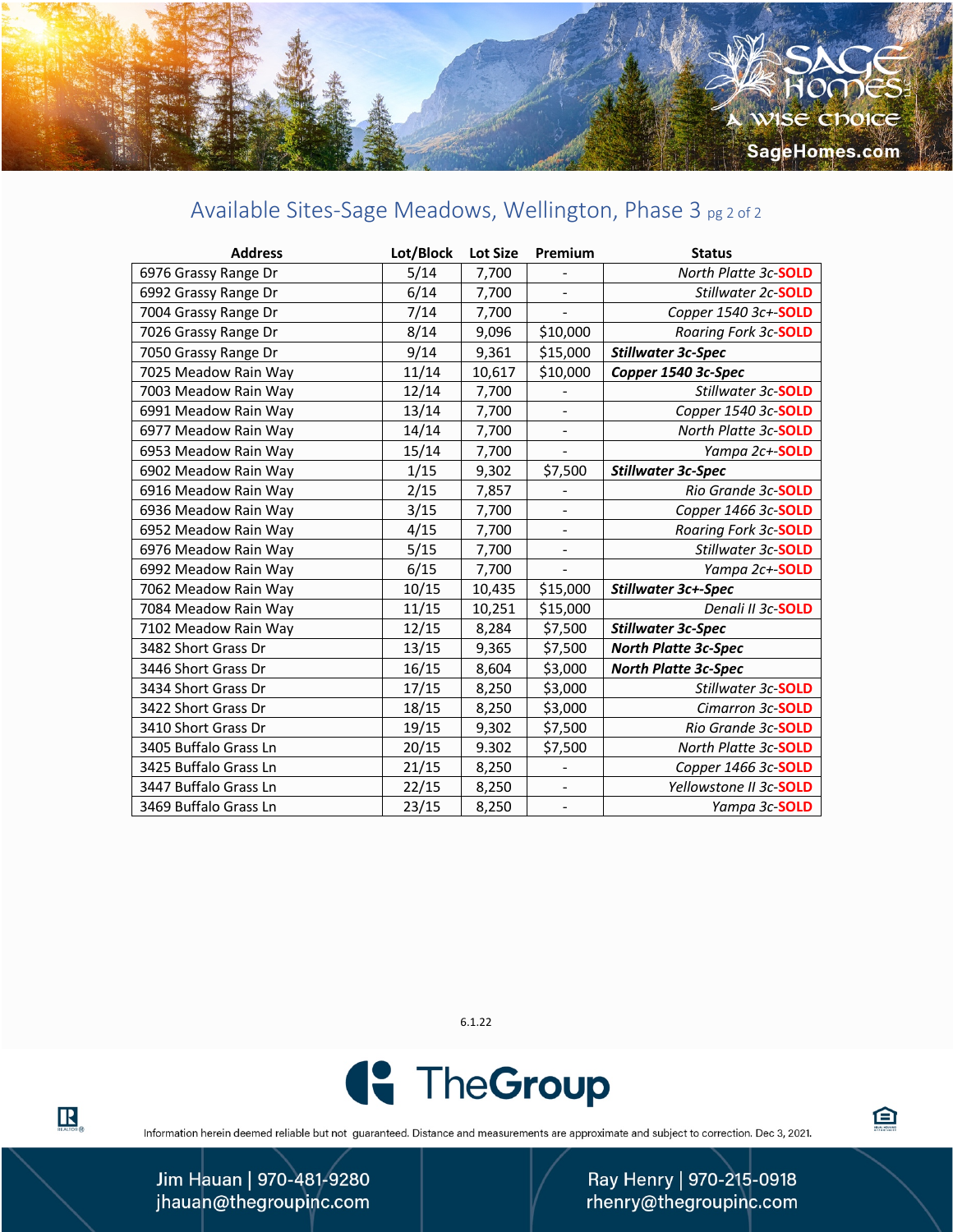SAGE HOMES
A WISE CHOICE
SageHomes.com

## Available Sites-Sage Meadows, Wellington, Phase 3 pg 2 of 2

| Address | Lot/Block | Lot Size | Premium | Status |
|---|---|---|---|---|
| 6976 Grassy Range Dr | 5/14 | 7,700 | - | *North Platte 3c-**SOLD*** |
| 6992 Grassy Range Dr | 6/14 | 7,700 | - | *Stillwater 2c-**SOLD*** |
| 7004 Grassy Range Dr | 7/14 | 7,700 | - | *Copper 1540 3c+-**SOLD*** |
| 7026 Grassy Range Dr | 8/14 | 9,096 | $10,000 | *Roaring Fork 3c-**SOLD*** |
| 7050 Grassy Range Dr | 9/14 | 9,361 | $15,000 | ***Stillwater 3c-Spec*** |
| 7025 Meadow Rain Way | 11/14 | 10,617 | $10,000 | ***Copper 1540 3c-Spec*** |
| 7003 Meadow Rain Way | 12/14 | 7,700 | - | *Stillwater 3c-**SOLD*** |
| 6991 Meadow Rain Way | 13/14 | 7,700 | - | *Copper 1540 3c-**SOLD*** |
| 6977 Meadow Rain Way | 14/14 | 7,700 | - | *North Platte 3c-**SOLD*** |
| 6953 Meadow Rain Way | 15/14 | 7,700 | - | *Yampa 2c+-**SOLD*** |
| 6902 Meadow Rain Way | 1/15 | 9,302 | $7,500 | ***Stillwater 3c-Spec*** |
| 6916 Meadow Rain Way | 2/15 | 7,857 | - | *Rio Grande 3c-**SOLD*** |
| 6936 Meadow Rain Way | 3/15 | 7,700 | - | *Copper 1466 3c-**SOLD*** |
| 6952 Meadow Rain Way | 4/15 | 7,700 | - | *Roaring Fork 3c-**SOLD*** |
| 6976 Meadow Rain Way | 5/15 | 7,700 | - | *Stillwater 3c-**SOLD*** |
| 6992 Meadow Rain Way | 6/15 | 7,700 | - | *Yampa 2c+-**SOLD*** |
| 7062 Meadow Rain Way | 10/15 | 10,435 | $15,000 | ***Stillwater 3c+-Spec*** |
| 7084 Meadow Rain Way | 11/15 | 10,251 | $15,000 | *Denali II 3c-**SOLD*** |
| 7102 Meadow Rain Way | 12/15 | 8,284 | $7,500 | ***Stillwater 3c-Spec*** |
| 3482 Short Grass Dr | 13/15 | 9,365 | $7,500 | ***North Platte 3c-Spec*** |
| 3446 Short Grass Dr | 16/15 | 8,604 | $3,000 | ***North Platte 3c-Spec*** |
| 3434 Short Grass Dr | 17/15 | 8,250 | $3,000 | *Stillwater 3c-**SOLD*** |
| 3422 Short Grass Dr | 18/15 | 8,250 | $3,000 | *Cimarron 3c-**SOLD*** |
| 3410 Short Grass Dr | 19/15 | 9,302 | $7,500 | *Rio Grande 3c-**SOLD*** |
| 3405 Buffalo Grass Ln | 20/15 | 9.302 | $7,500 | *North Platte 3c-**SOLD*** |
| 3425 Buffalo Grass Ln | 21/15 | 8,250 | - | *Copper 1466 3c-**SOLD*** |
| 3447 Buffalo Grass Ln | 22/15 | 8,250 | - | *Yellowstone II 3c-**SOLD*** |
| 3469 Buffalo Grass Ln | 23/15 | 8,250 | - | *Yampa 3c-**SOLD*** |

6.1.22

TheGroup

Information herein deemed reliable but not guaranteed. Distance and measurements are approximate and subject to correction. Dec 3, 2021.

Jim Hauan | 970-481-9280
jhauan@thegroupinc.com

Ray Henry | 970-215-0918
rhenry@thegroupinc.com